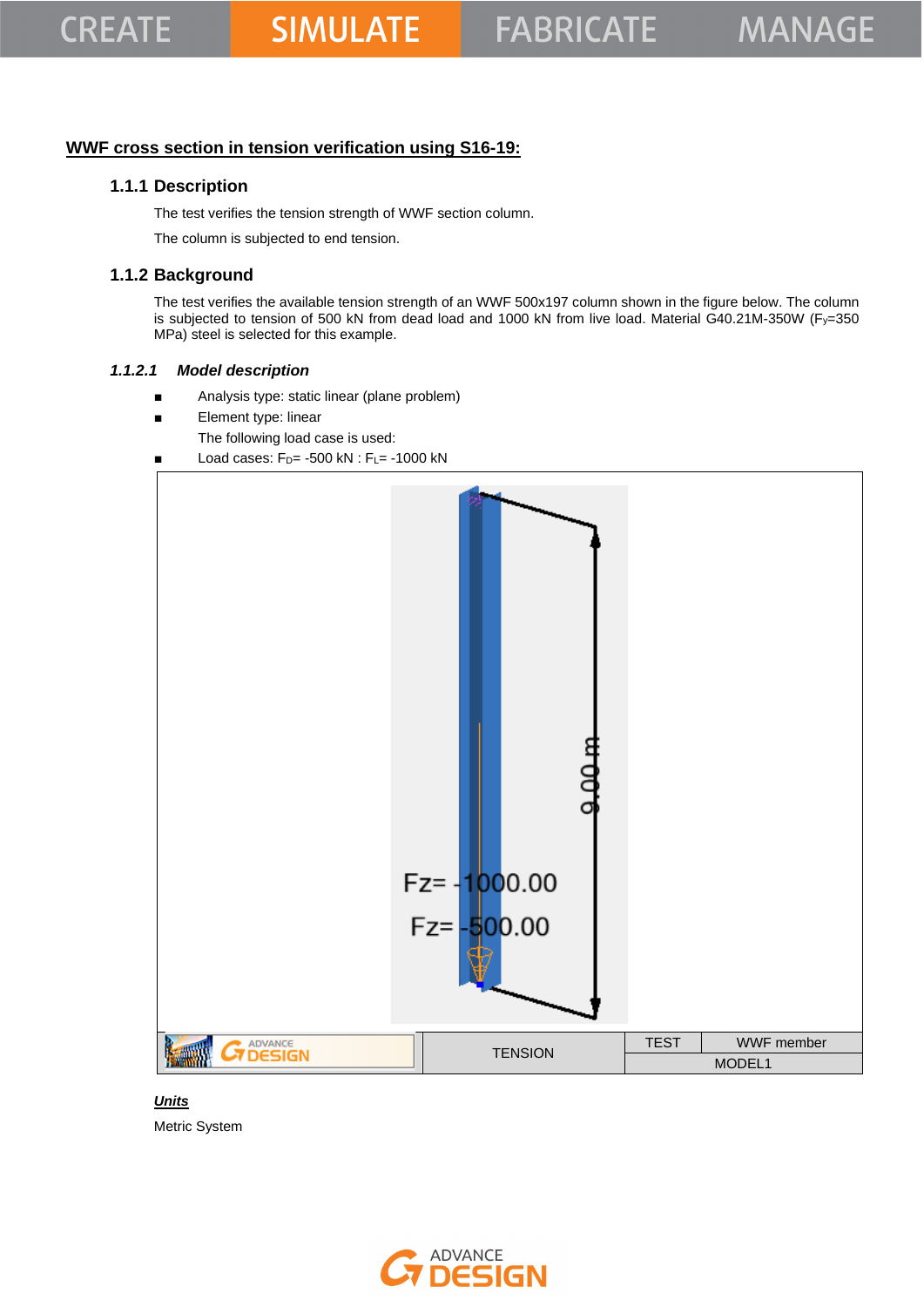## WWF cross section in tension verification using S16-19:

### 1.1.1 Description

The test verifies the tension strength of WWF section column.

The column is subjected to end tension.

### 1.1.2 Background

The test verifies the available tension strength of an WWF 500x197 column shown in the figure below. The column is subjected to tension of 500 kN from dead load and 1000 kN from live load. Material G40.21M-350W ($F_y$=350 MPa) steel is selected for this example.

#### *1.1.2.1 Model description*

- Analysis type: static linear (plane problem)
- Element type: linear

The following load case is used:

- Load cases: $F_D$= -500 kN : $F_L$= -1000 kN

| ADVANCE DESIGN | TENSION | TEST | WWF member |
|---|---|---|---|
| | | MODEL1 | |

***Units***

Metric System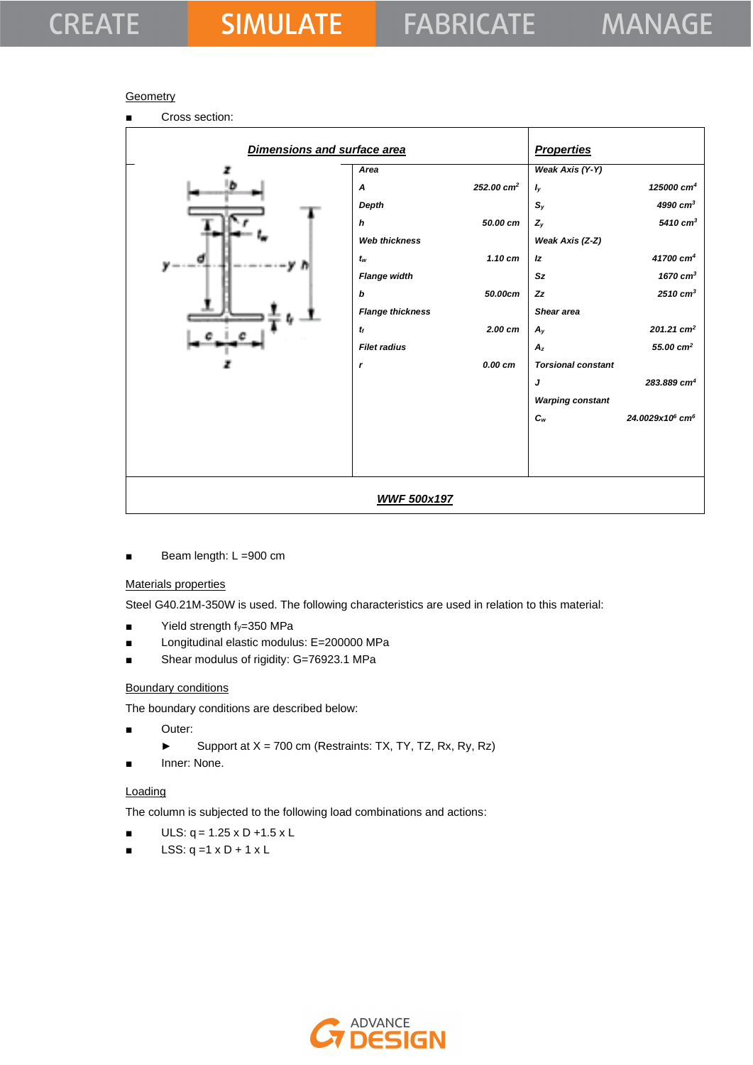Geometry

- Cross section:

| Dimensions and surface area | | Properties | |
|---|---|---|---|
| **Area** | | **Weak Axis (Y-Y)** | |
| $A$ | 252.00 cm$^2$ | $I_y$ | 125000 cm$^4$ |
| **Depth** | | $S_y$ | 4990 cm$^3$ |
| $h$ | 50.00 cm | $Z_y$ | 5410 cm$^3$ |
| **Web thickness** | | **Weak Axis (Z-Z)** | |
| $t_w$ | 1.10 cm | $Iz$ | 41700 cm$^4$ |
| **Flange width** | | $Sz$ | 1670 cm$^3$ |
| $b$ | 50.00cm | $Zz$ | 2510 cm$^3$ |
| **Flange thickness** | | **Shear area** | |
| $t_f$ | 2.00 cm | $A_y$ | 201.21 cm$^2$ |
| **Filet radius** | | $A_z$ | 55.00 cm$^2$ |
| $r$ | 0.00 cm | **Torsional constant** | |
| | | $J$ | 283.889 cm$^4$ |
| | | **Warping constant** | |
| | | $C_w$ | 24.0029x10$^6$ cm$^6$ |

**WWF 500x197**

- Beam length: L =900 cm

Materials properties

Steel G40.21M-350W is used. The following characteristics are used in relation to this material:

- Yield strength $f_y$=350 MPa
- Longitudinal elastic modulus: E=200000 MPa
- Shear modulus of rigidity: G=76923.1 MPa

Boundary conditions

The boundary conditions are described below:

- Outer:
  - Support at X = 700 cm (Restraints: TX, TY, TZ, Rx, Ry, Rz)
- Inner: None.

Loading

The column is subjected to the following load combinations and actions:

- ULS: q = 1.25 x D +1.5 x L
- LSS: q =1 x D + 1 x L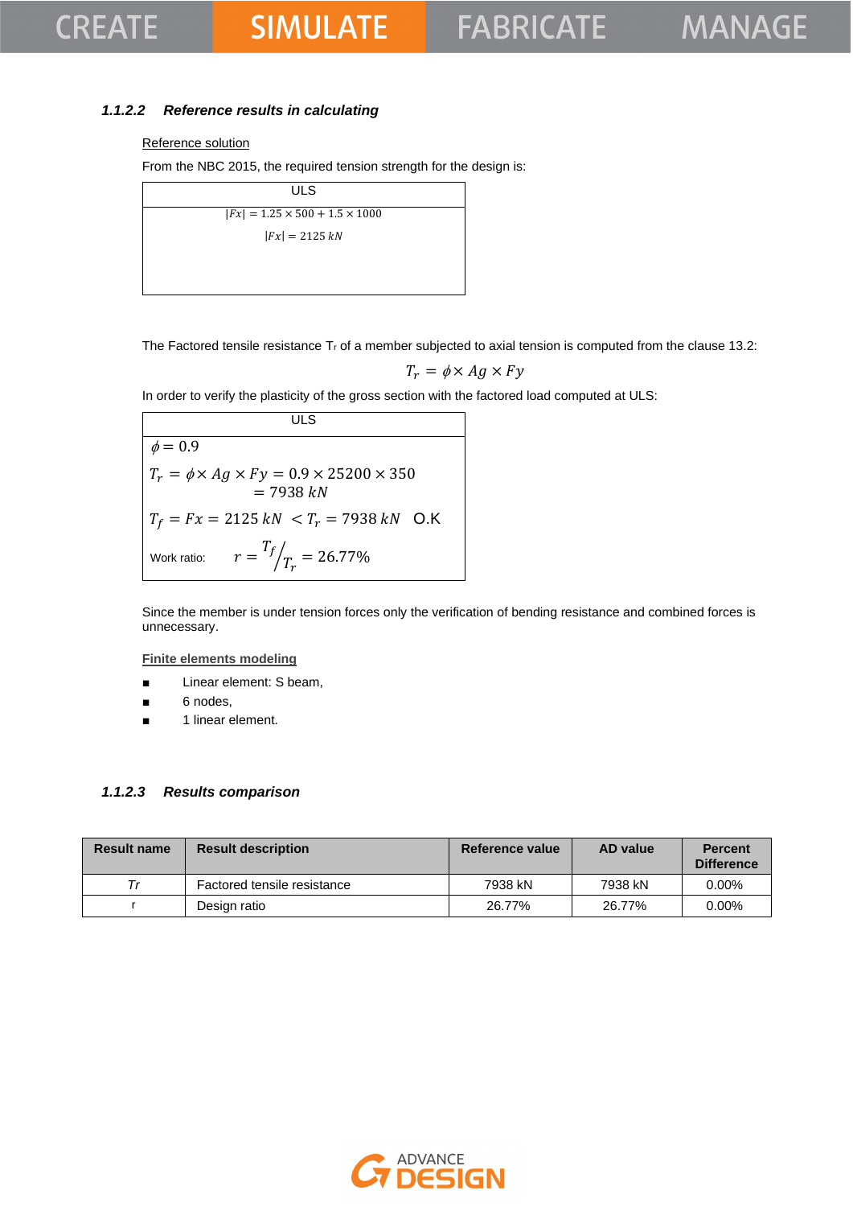### 1.1.2.2 *Reference results in calculating*

Reference solution

From the NBC 2015, the required tension strength for the design is:

| ULS |
|---|
| $\lvert Fx \rvert = 1.25 \times 500 + 1.5 \times 1000$ <br> $\lvert Fx \rvert = 2125\ kN$ |

The Factored tensile resistance $T_r$ of a member subjected to axial tension is computed from the clause 13.2:

$$T_r = \phi \times Ag \times Fy$$

In order to verify the plasticity of the gross section with the factored load computed at ULS:

| ULS |
|---|
| $\phi = 0.9$ |
| $T_r = \phi \times Ag \times Fy = 0.9 \times 25200 \times 350 = 7938\ kN$ |
| $T_f = Fx = 2125\ kN < T_r = 7938\ kN$ O.K |
| Work ratio: $r = T_f / T_r = 26.77\%$ |

Since the member is under tension forces only the verification of bending resistance and combined forces is unnecessary.

Finite elements modeling

- Linear element: S beam,
- 6 nodes,
- 1 linear element.

### 1.1.2.3 *Results comparison*

| Result name | Result description | Reference value | AD value | Percent Difference |
|---|---|---|---|---|
| *Tr* | Factored tensile resistance | 7938 kN | 7938 kN | 0.00% |
| r | Design ratio | 26.77% | 26.77% | 0.00% |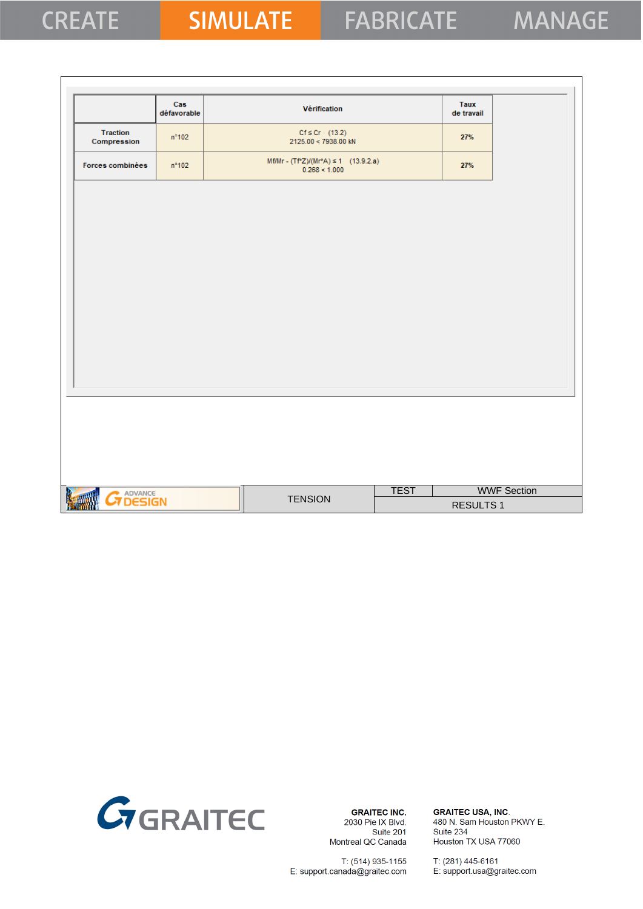| | Cas défavorable | Vérification | Taux de travail |
|---|---|---|---|
| Traction Compression | n°102 | $Cf \leq Cr$ (13.2)<br>2125.00 < 7938.00 kN | 27% |
| Forces combinées | n°102 | Mf/Mr - (Tf\*Z)/(Mr\*A) ≤ 1 (13.9.2.a)<br>0.268 < 1.000 | 27% |

| ADVANCE DESIGN | TENSION | TEST | WWF Section |
|---|---|---|---|
| | | RESULTS 1 | |

**GRAITEC INC.**
2030 Pie IX Blvd.
Suite 201
Montreal QC Canada

T: (514) 935-1155
E: support.canada@graitec.com

**GRAITEC USA, INC.**
480 N. Sam Houston PKWY E.
Suite 234
Houston TX USA 77060

T: (281) 445-6161
E: support.usa@graitec.com